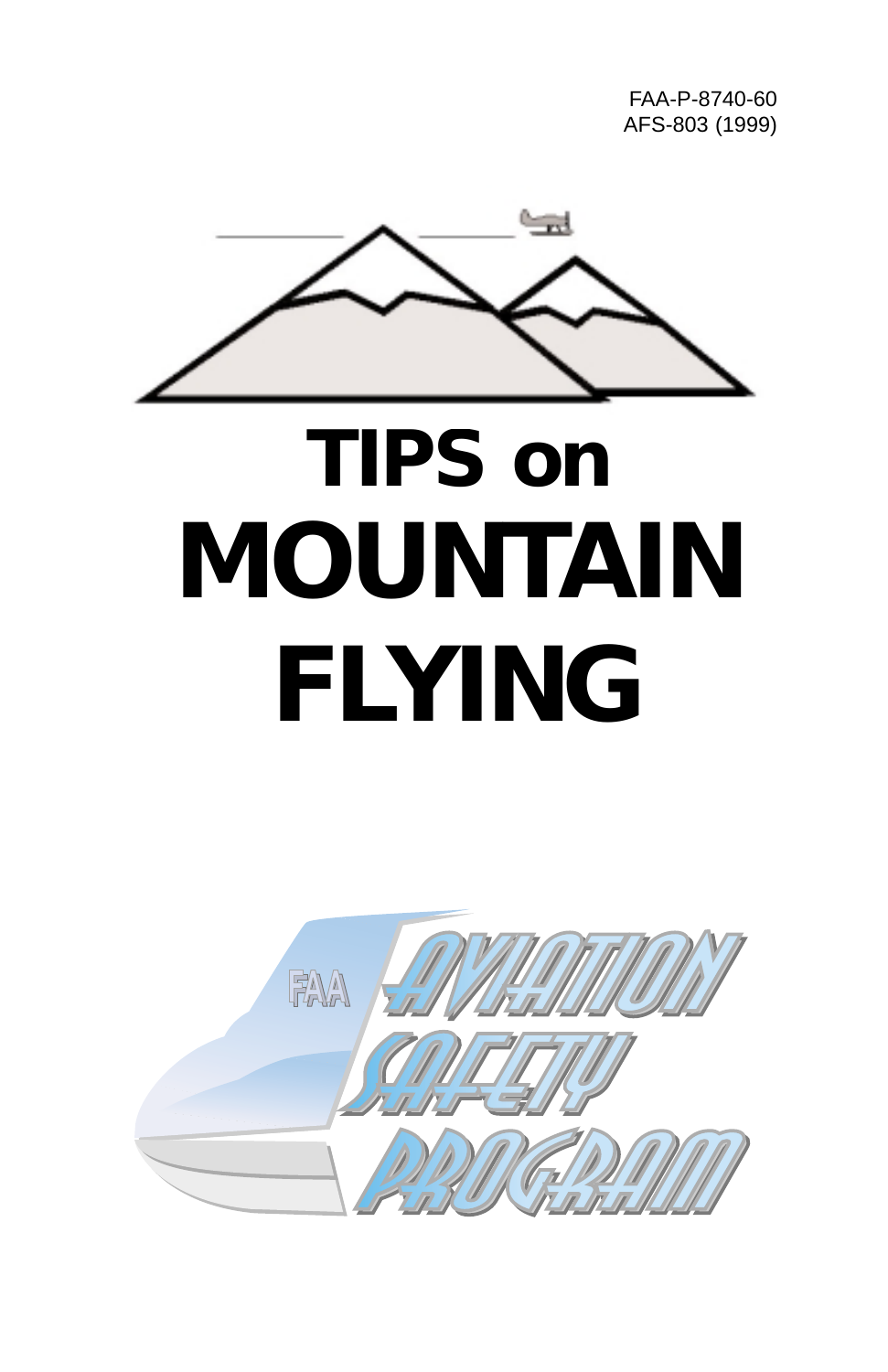FAA-P-8740-60
AFS-803 (1999)

# TIPS on MOUNTAIN FLYING

FAA AVIATION SAFETY PROGRAM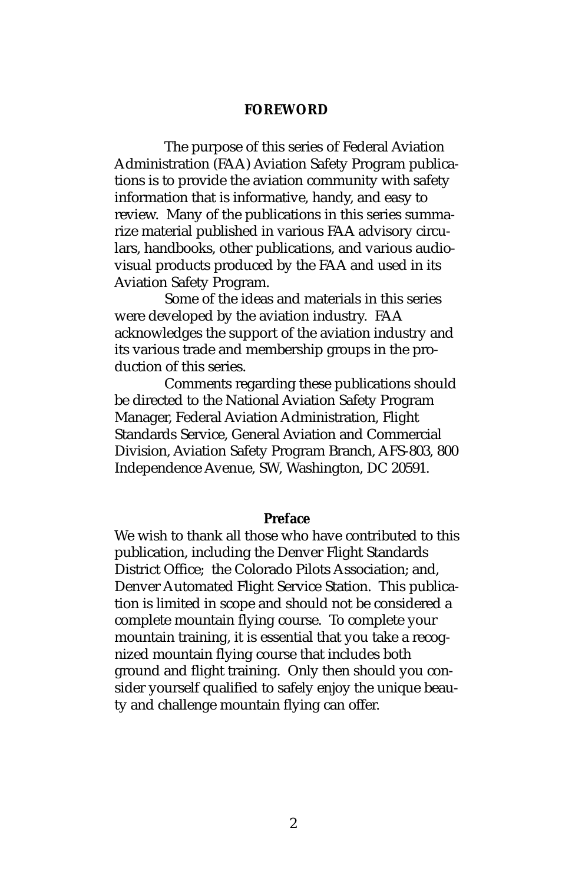## FOREWORD

The purpose of this series of Federal Aviation Administration (FAA) Aviation Safety Program publications is to provide the aviation community with safety information that is informative, handy, and easy to review. Many of the publications in this series summarize material published in various FAA advisory circulars, handbooks, other publications, and various audiovisual products produced by the FAA and used in its Aviation Safety Program.

Some of the ideas and materials in this series were developed by the aviation industry. FAA acknowledges the support of the aviation industry and its various trade and membership groups in the production of this series.

Comments regarding these publications should be directed to the National Aviation Safety Program Manager, Federal Aviation Administration, Flight Standards Service, General Aviation and Commercial Division, Aviation Safety Program Branch, AFS-803, 800 Independence Avenue, SW, Washington, DC 20591.

## Preface

We wish to thank all those who have contributed to this publication, including the Denver Flight Standards District Office; the Colorado Pilots Association; and, Denver Automated Flight Service Station. This publication is limited in scope and should not be considered a complete mountain flying course. To complete your mountain training, it is essential that you take a recognized mountain flying course that includes both ground and flight training. Only then should you consider yourself qualified to safely enjoy the unique beauty and challenge mountain flying can offer.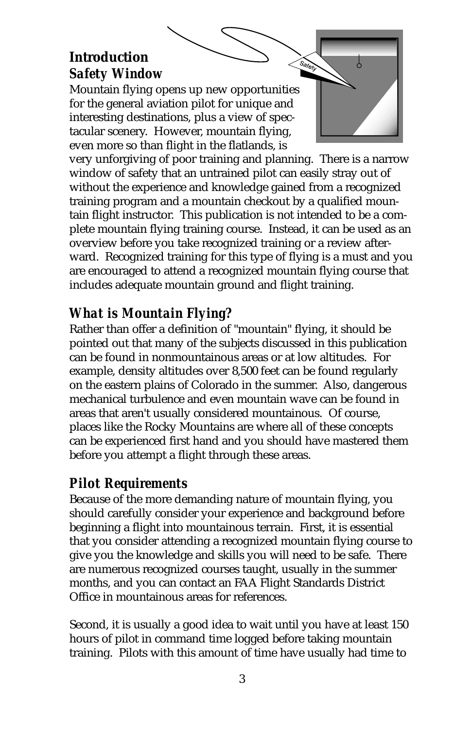## Introduction

### Safety Window

Mountain flying opens up new opportunities for the general aviation pilot for unique and interesting destinations, plus a view of spectacular scenery. However, mountain flying, even more so than flight in the flatlands, is very unforgiving of poor training and planning. There is a narrow window of safety that an untrained pilot can easily stray out of without the experience and knowledge gained from a recognized training program and a mountain checkout by a qualified mountain flight instructor. This publication is not intended to be a complete mountain flying training course. Instead, it can be used as an overview before you take recognized training or a review afterward. Recognized training for this type of flying is a must and you are encouraged to attend a recognized mountain flying course that includes adequate mountain ground and flight training.

### What is Mountain Flying?

Rather than offer a definition of "mountain" flying, it should be pointed out that many of the subjects discussed in this publication can be found in nonmountainous areas or at low altitudes. For example, density altitudes over 8,500 feet can be found regularly on the eastern plains of Colorado in the summer. Also, dangerous mechanical turbulence and even mountain wave can be found in areas that aren't usually considered mountainous. Of course, places like the Rocky Mountains are where all of these concepts can be experienced first hand and you should have mastered them before you attempt a flight through these areas.

### Pilot Requirements

Because of the more demanding nature of mountain flying, you should carefully consider your experience and background before beginning a flight into mountainous terrain. First, it is essential that you consider attending a recognized mountain flying course to give you the knowledge and skills you will need to be safe. There are numerous recognized courses taught, usually in the summer months, and you can contact an FAA Flight Standards District Office in mountainous areas for references.

Second, it is usually a good idea to wait until you have at least 150 hours of pilot in command time logged before taking mountain training. Pilots with this amount of time have usually had time to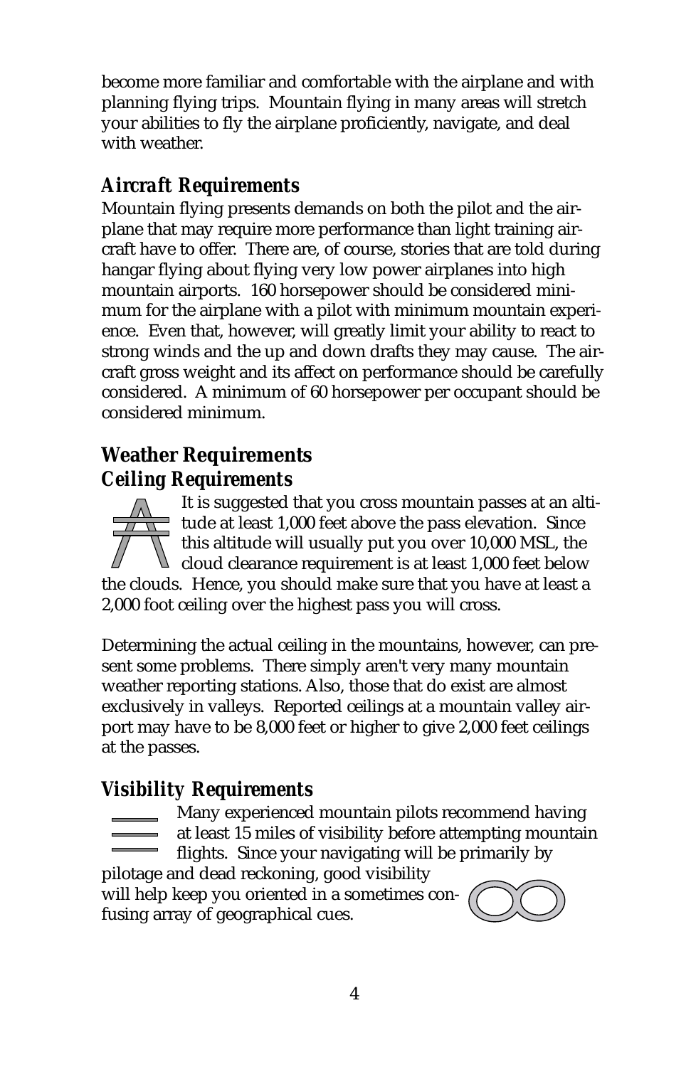become more familiar and comfortable with the airplane and with planning flying trips. Mountain flying in many areas will stretch your abilities to fly the airplane proficiently, navigate, and deal with weather.

### Aircraft Requirements

Mountain flying presents demands on both the pilot and the airplane that may require more performance than light training aircraft have to offer. There are, of course, stories that are told during hangar flying about flying very low power airplanes into high mountain airports. 160 horsepower should be considered minimum for the airplane with a pilot with minimum mountain experience. Even that, however, will greatly limit your ability to react to strong winds and the up and down drafts they may cause. The aircraft gross weight and its affect on performance should be carefully considered. A minimum of 60 horsepower per occupant should be considered minimum.

## Weather Requirements

### Ceiling Requirements

It is suggested that you cross mountain passes at an altitude at least 1,000 feet above the pass elevation. Since this altitude will usually put you over 10,000 MSL, the cloud clearance requirement is at least 1,000 feet below the clouds. Hence, you should make sure that you have at least a 2,000 foot ceiling over the highest pass you will cross.

Determining the actual ceiling in the mountains, however, can present some problems. There simply aren't very many mountain weather reporting stations. Also, those that do exist are almost exclusively in valleys. Reported ceilings at a mountain valley airport may have to be 8,000 feet or higher to give 2,000 feet ceilings at the passes.

### Visibility Requirements

Many experienced mountain pilots recommend having at least 15 miles of visibility before attempting mountain flights. Since your navigating will be primarily by pilotage and dead reckoning, good visibility will help keep you oriented in a sometimes confusing array of geographical cues.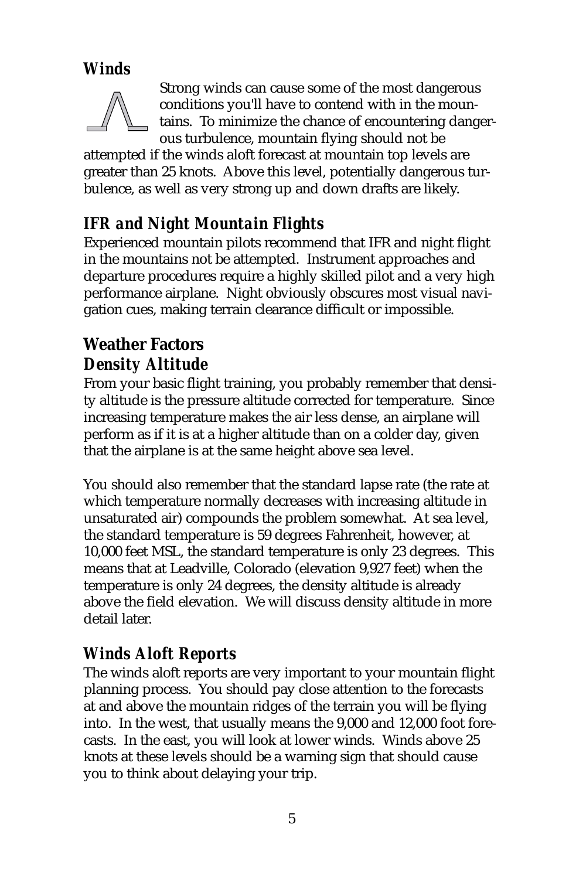### *Winds*

Strong winds can cause some of the most dangerous conditions you'll have to contend with in the mountains. To minimize the chance of encountering dangerous turbulence, mountain flying should not be attempted if the winds aloft forecast at mountain top levels are greater than 25 knots. Above this level, potentially dangerous turbulence, as well as very strong up and down drafts are likely.

### *IFR and Night Mountain Flights*

Experienced mountain pilots recommend that IFR and night flight in the mountains not be attempted. Instrument approaches and departure procedures require a highly skilled pilot and a very high performance airplane. Night obviously obscures most visual navigation cues, making terrain clearance difficult or impossible.

## Weather Factors

### *Density Altitude*

From your basic flight training, you probably remember that density altitude is the pressure altitude corrected for temperature. Since increasing temperature makes the air less dense, an airplane will perform as if it is at a higher altitude than on a colder day, given that the airplane is at the same height above sea level.

You should also remember that the standard lapse rate (the rate at which temperature normally decreases with increasing altitude in unsaturated air) compounds the problem somewhat. At sea level, the standard temperature is 59 degrees Fahrenheit, however, at 10,000 feet MSL, the standard temperature is only 23 degrees. This means that at Leadville, Colorado (elevation 9,927 feet) when the temperature is only 24 degrees, the density altitude is already above the field elevation. We will discuss density altitude in more detail later.

### *Winds Aloft Reports*

The winds aloft reports are very important to your mountain flight planning process. You should pay close attention to the forecasts at and above the mountain ridges of the terrain you will be flying into. In the west, that usually means the 9,000 and 12,000 foot forecasts. In the east, you will look at lower winds. Winds above 25 knots at these levels should be a warning sign that should cause you to think about delaying your trip.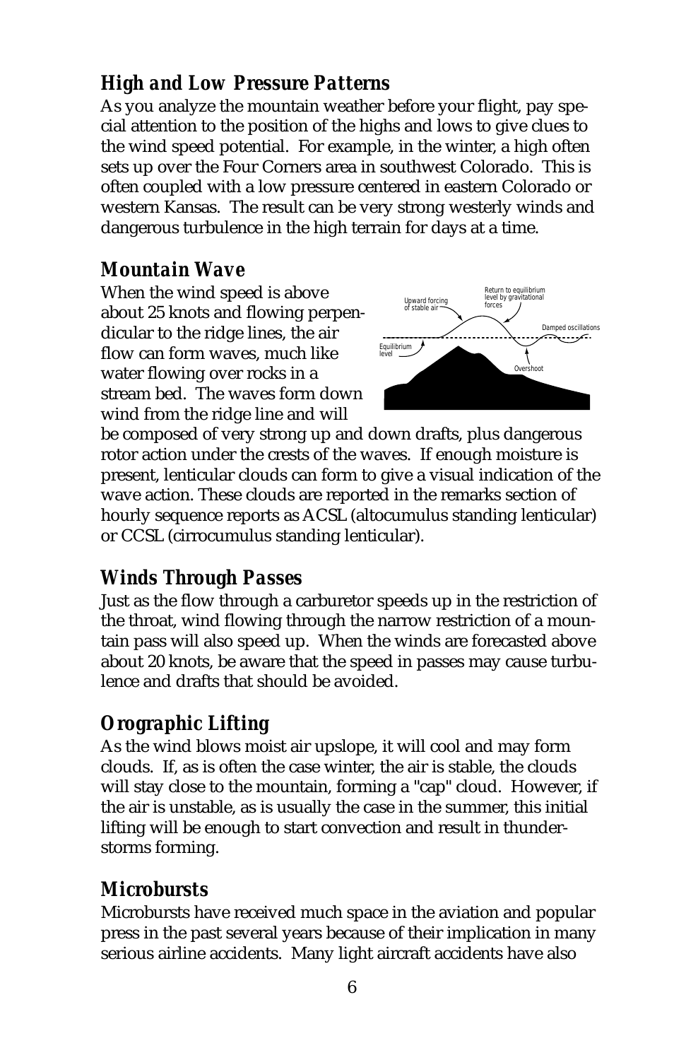### High and Low Pressure Patterns

As you analyze the mountain weather before your flight, pay special attention to the position of the highs and lows to give clues to the wind speed potential. For example, in the winter, a high often sets up over the Four Corners area in southwest Colorado. This is often coupled with a low pressure centered in eastern Colorado or western Kansas. The result can be very strong westerly winds and dangerous turbulence in the high terrain for days at a time.

### Mountain Wave

When the wind speed is above about 25 knots and flowing perpendicular to the ridge lines, the air flow can form waves, much like water flowing over rocks in a stream bed. The waves form down wind from the ridge line and will be composed of very strong up and down drafts, plus dangerous rotor action under the crests of the waves. If enough moisture is present, lenticular clouds can form to give a visual indication of the wave action. These clouds are reported in the remarks section of hourly sequence reports as ACSL (altocumulus standing lenticular) or CCSL (cirrocumulus standing lenticular).

### Winds Through Passes

Just as the flow through a carburetor speeds up in the restriction of the throat, wind flowing through the narrow restriction of a mountain pass will also speed up. When the winds are forecasted above about 20 knots, be aware that the speed in passes may cause turbulence and drafts that should be avoided.

### Orographic Lifting

As the wind blows moist air upslope, it will cool and may form clouds. If, as is often the case winter, the air is stable, the clouds will stay close to the mountain, forming a "cap" cloud. However, if the air is unstable, as is usually the case in the summer, this initial lifting will be enough to start convection and result in thunderstorms forming.

### Microbursts

Microbursts have received much space in the aviation and popular press in the past several years because of their implication in many serious airline accidents. Many light aircraft accidents have also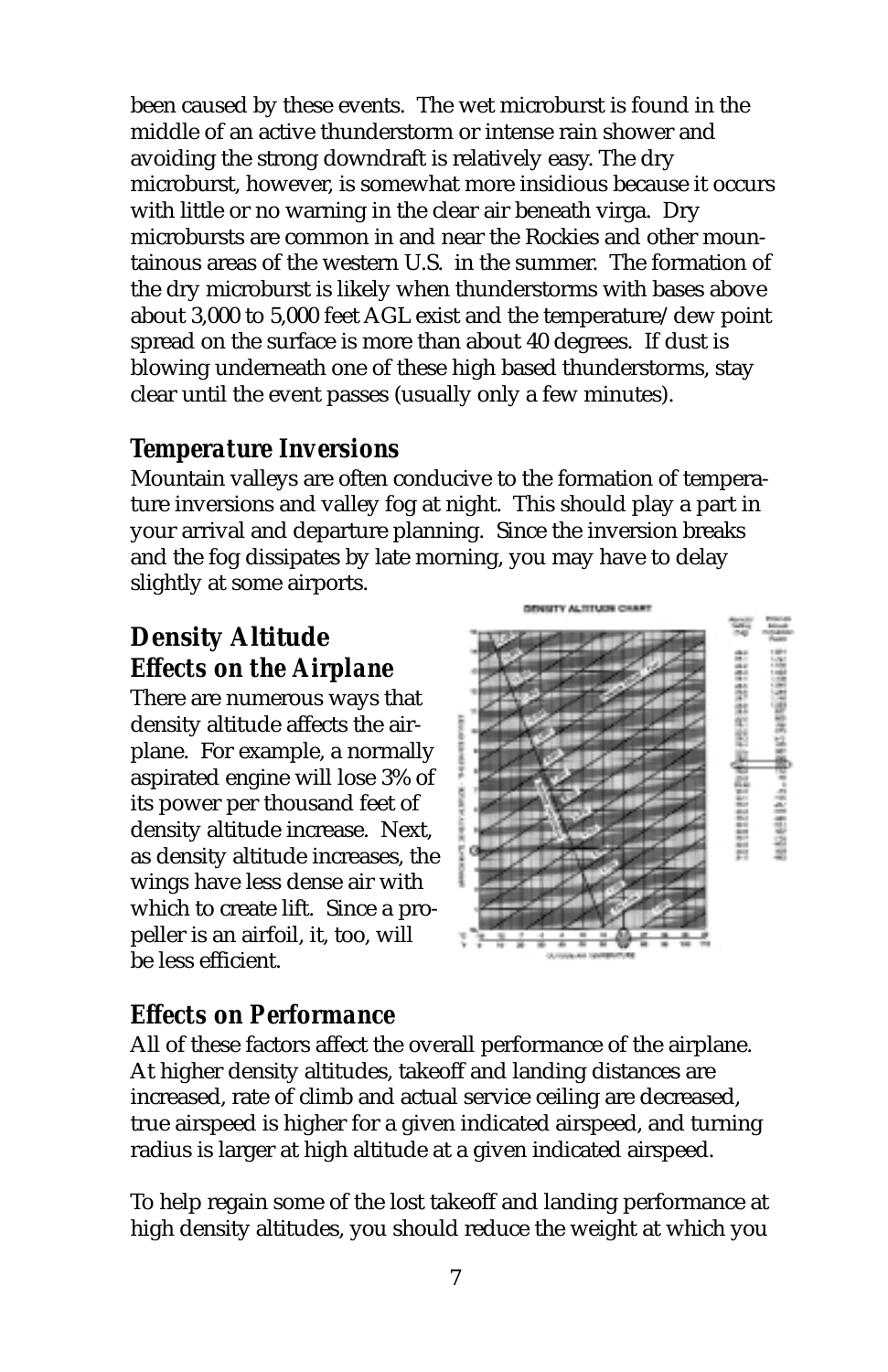been caused by these events. The wet microburst is found in the middle of an active thunderstorm or intense rain shower and avoiding the strong downdraft is relatively easy. The dry microburst, however, is somewhat more insidious because it occurs with little or no warning in the clear air beneath virga. Dry microbursts are common in and near the Rockies and other mountainous areas of the western U.S. in the summer. The formation of the dry microburst is likely when thunderstorms with bases above about 3,000 to 5,000 feet AGL exist and the temperature/dew point spread on the surface is more than about 40 degrees. If dust is blowing underneath one of these high based thunderstorms, stay clear until the event passes (usually only a few minutes).

### *Temperature Inversions*

Mountain valleys are often conducive to the formation of temperature inversions and valley fog at night. This should play a part in your arrival and departure planning. Since the inversion breaks and the fog dissipates by late morning, you may have to delay slightly at some airports.

## *Density Altitude*

### *Effects on the Airplane*

There are numerous ways that density altitude affects the airplane. For example, a normally aspirated engine will lose 3% of its power per thousand feet of density altitude increase. Next, as density altitude increases, the wings have less dense air with which to create lift. Since a propeller is an airfoil, it, too, will be less efficient.

### *Effects on Performance*

All of these factors affect the overall performance of the airplane. At higher density altitudes, takeoff and landing distances are increased, rate of climb and actual service ceiling are decreased, true airspeed is higher for a given indicated airspeed, and turning radius is larger at high altitude at a given indicated airspeed.

To help regain some of the lost takeoff and landing performance at high density altitudes, you should reduce the weight at which you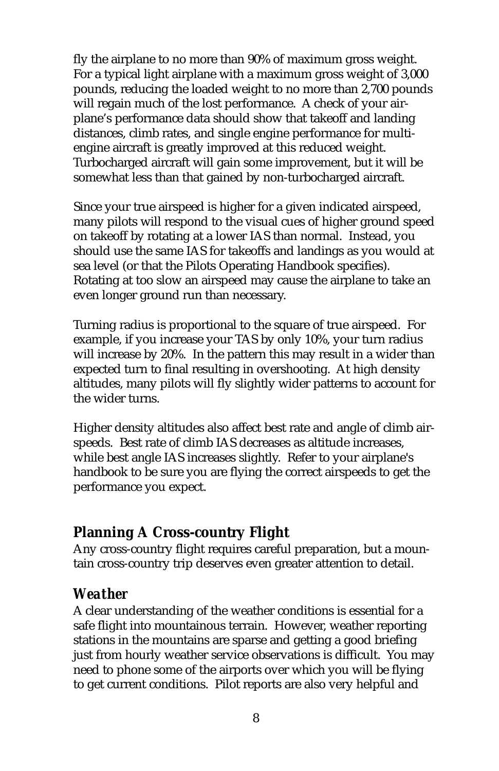fly the airplane to no more than 90% of maximum gross weight. For a typical light airplane with a maximum gross weight of 3,000 pounds, reducing the loaded weight to no more than 2,700 pounds will regain much of the lost performance. A check of your airplane's performance data should show that takeoff and landing distances, climb rates, and single engine performance for multi-engine aircraft is greatly improved at this reduced weight. Turbocharged aircraft will gain some improvement, but it will be somewhat less than that gained by non-turbocharged aircraft.

Since your true airspeed is higher for a given indicated airspeed, many pilots will respond to the visual cues of higher ground speed on takeoff by rotating at a lower IAS than normal. Instead, you should use the same IAS for takeoffs and landings as you would at sea level (or that the Pilots Operating Handbook specifies). Rotating at too slow an airspeed may cause the airplane to take an even longer ground run than necessary.

Turning radius is proportional to the square of true airspeed. For example, if you increase your TAS by only 10%, your turn radius will increase by 20%. In the pattern this may result in a wider than expected turn to final resulting in overshooting. At high density altitudes, many pilots will fly slightly wider patterns to account for the wider turns.

Higher density altitudes also affect best rate and angle of climb airspeeds. Best rate of climb IAS decreases as altitude increases, while best angle IAS increases slightly. Refer to your airplane's handbook to be sure you are flying the correct airspeeds to get the performance you expect.

## Planning A Cross-country Flight

Any cross-country flight requires careful preparation, but a mountain cross-country trip deserves even greater attention to detail.

### *Weather*

A clear understanding of the weather conditions is essential for a safe flight into mountainous terrain. However, weather reporting stations in the mountains are sparse and getting a good briefing just from hourly weather service observations is difficult. You may need to phone some of the airports over which you will be flying to get current conditions. Pilot reports are also very helpful and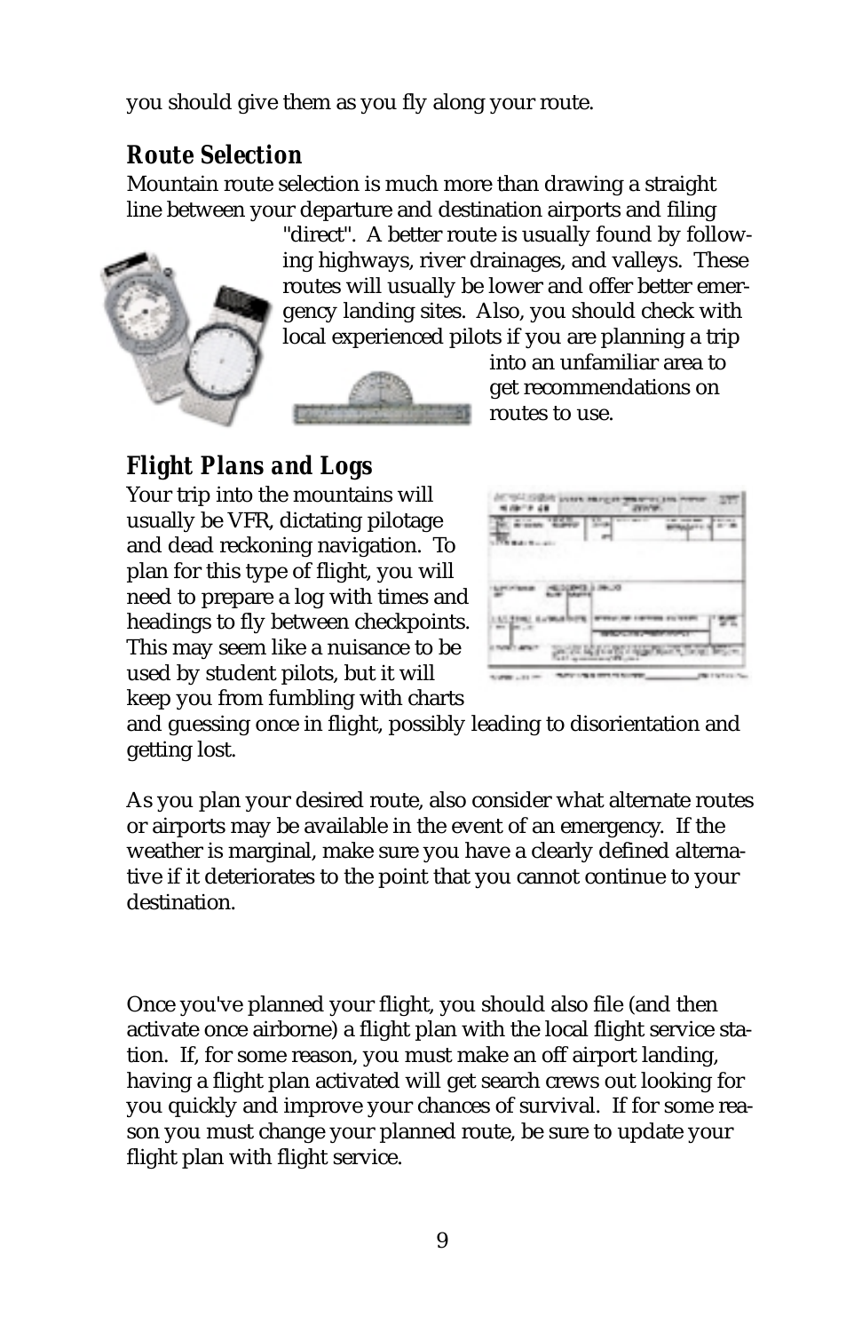you should give them as you fly along your route.

### *Route Selection*

Mountain route selection is much more than drawing a straight line between your departure and destination airports and filing "direct". A better route is usually found by following highways, river drainages, and valleys. These routes will usually be lower and offer better emergency landing sites. Also, you should check with local experienced pilots if you are planning a trip into an unfamiliar area to get recommendations on routes to use.

### *Flight Plans and Logs*

Your trip into the mountains will usually be VFR, dictating pilotage and dead reckoning navigation. To plan for this type of flight, you will need to prepare a log with times and headings to fly between checkpoints. This may seem like a nuisance to be used by student pilots, but it will keep you from fumbling with charts and guessing once in flight, possibly leading to disorientation and getting lost.

As you plan your desired route, also consider what alternate routes or airports may be available in the event of an emergency. If the weather is marginal, make sure you have a clearly defined alternative if it deteriorates to the point that you cannot continue to your destination.

Once you've planned your flight, you should also file (and then activate once airborne) a flight plan with the local flight service station. If, for some reason, you must make an off airport landing, having a flight plan activated will get search crews out looking for you quickly and improve your chances of survival. If for some reason you must change your planned route, be sure to update your flight plan with flight service.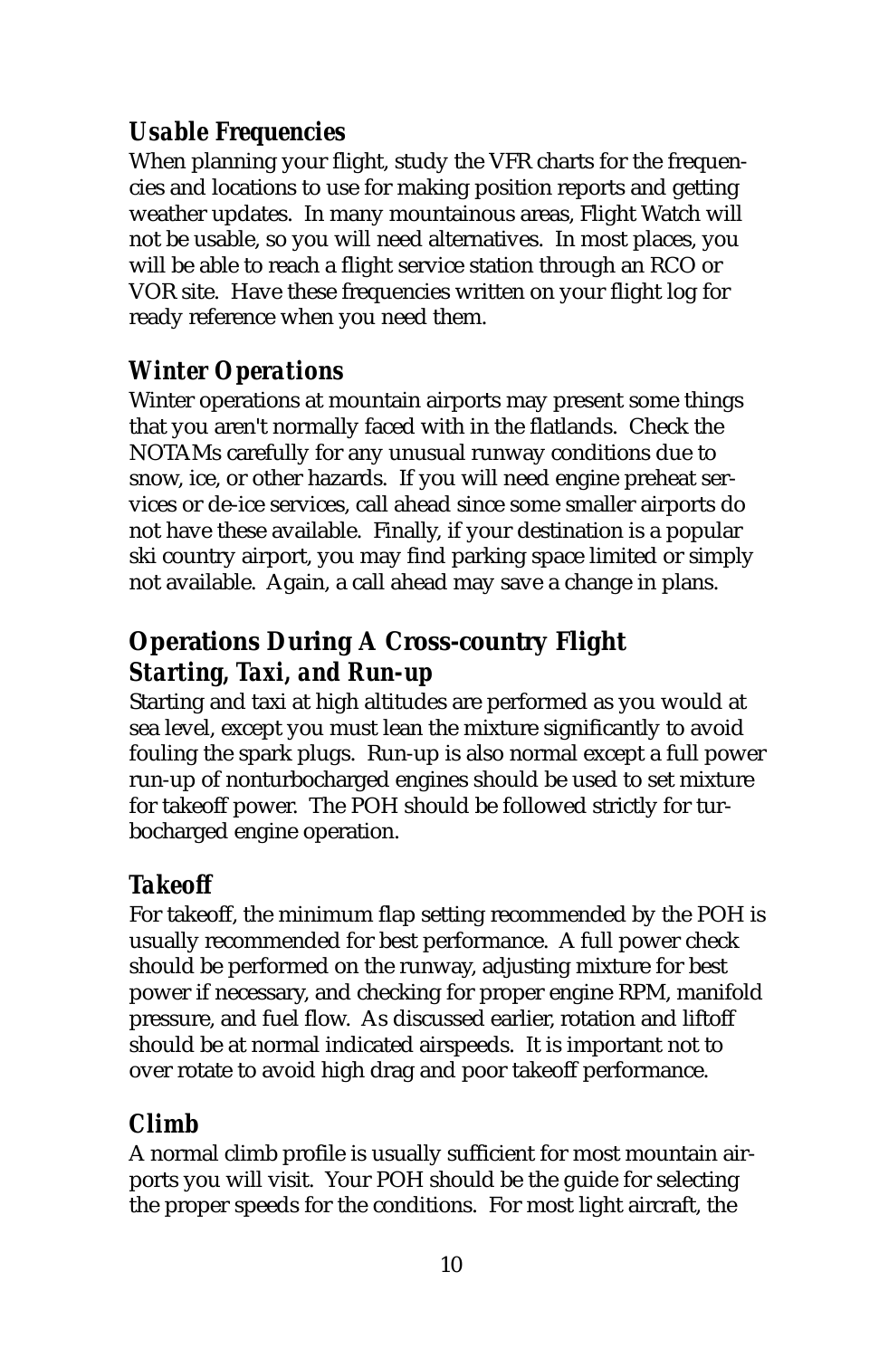### *Usable Frequencies*

When planning your flight, study the VFR charts for the frequencies and locations to use for making position reports and getting weather updates. In many mountainous areas, Flight Watch will not be usable, so you will need alternatives. In most places, you will be able to reach a flight service station through an RCO or VOR site. Have these frequencies written on your flight log for ready reference when you need them.

### *Winter Operations*

Winter operations at mountain airports may present some things that you aren't normally faced with in the flatlands. Check the NOTAMs carefully for any unusual runway conditions due to snow, ice, or other hazards. If you will need engine preheat services or de-ice services, call ahead since some smaller airports do not have these available. Finally, if your destination is a popular ski country airport, you may find parking space limited or simply not available. Again, a call ahead may save a change in plans.

## *Operations During A Cross-country Flight*

### *Starting, Taxi, and Run-up*

Starting and taxi at high altitudes are performed as you would at sea level, except you must lean the mixture significantly to avoid fouling the spark plugs. Run-up is also normal except a full power run-up of nonturbocharged engines should be used to set mixture for takeoff power. The POH should be followed strictly for turbocharged engine operation.

### *Takeoff*

For takeoff, the minimum flap setting recommended by the POH is usually recommended for best performance. A full power check should be performed on the runway, adjusting mixture for best power if necessary, and checking for proper engine RPM, manifold pressure, and fuel flow. As discussed earlier, rotation and liftoff should be at normal indicated airspeeds. It is important not to over rotate to avoid high drag and poor takeoff performance.

### *Climb*

A normal climb profile is usually sufficient for most mountain airports you will visit. Your POH should be the guide for selecting the proper speeds for the conditions. For most light aircraft, the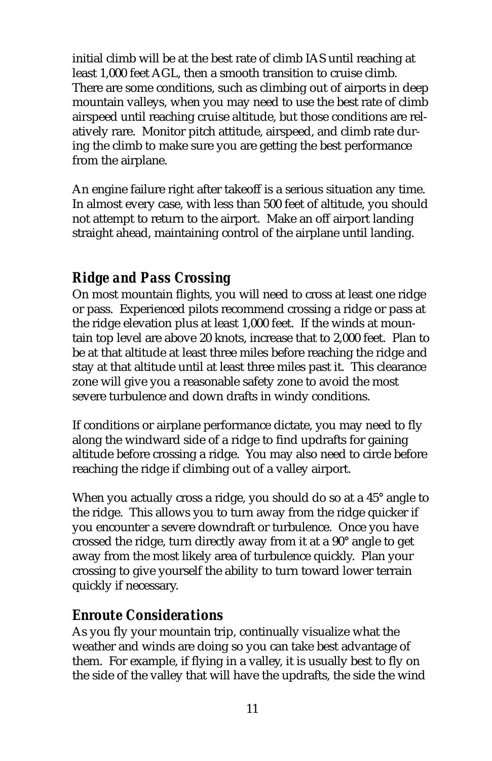initial climb will be at the best rate of climb IAS until reaching at least 1,000 feet AGL, then a smooth transition to cruise climb. There are some conditions, such as climbing out of airports in deep mountain valleys, when you may need to use the best rate of climb airspeed until reaching cruise altitude, but those conditions are relatively rare. Monitor pitch attitude, airspeed, and climb rate during the climb to make sure you are getting the best performance from the airplane.

An engine failure right after takeoff is a serious situation any time. In almost every case, with less than 500 feet of altitude, you should not attempt to return to the airport. Make an off airport landing straight ahead, maintaining control of the airplane until landing.

## *Ridge and Pass Crossing*

On most mountain flights, you will need to cross at least one ridge or pass. Experienced pilots recommend crossing a ridge or pass at the ridge elevation plus at least 1,000 feet. If the winds at mountain top level are above 20 knots, increase that to 2,000 feet. Plan to be at that altitude at least three miles before reaching the ridge and stay at that altitude until at least three miles past it. This clearance zone will give you a reasonable safety zone to avoid the most severe turbulence and down drafts in windy conditions.

If conditions or airplane performance dictate, you may need to fly along the windward side of a ridge to find updrafts for gaining altitude before crossing a ridge. You may also need to circle before reaching the ridge if climbing out of a valley airport.

When you actually cross a ridge, you should do so at a 45° angle to the ridge. This allows you to turn away from the ridge quicker if you encounter a severe downdraft or turbulence. Once you have crossed the ridge, turn directly away from it at a 90° angle to get away from the most likely area of turbulence quickly. Plan your crossing to give yourself the ability to turn toward lower terrain quickly if necessary.

## *Enroute Considerations*

As you fly your mountain trip, continually visualize what the weather and winds are doing so you can take best advantage of them. For example, if flying in a valley, it is usually best to fly on the side of the valley that will have the updrafts, the side the wind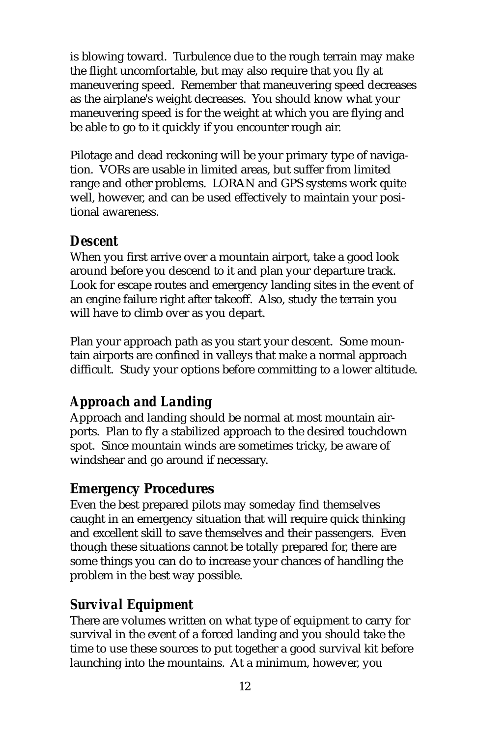is blowing toward. Turbulence due to the rough terrain may make the flight uncomfortable, but may also require that you fly at maneuvering speed. Remember that maneuvering speed decreases as the airplane's weight decreases. You should know what your maneuvering speed is for the weight at which you are flying and be able to go to it quickly if you encounter rough air.

Pilotage and dead reckoning will be your primary type of navigation. VORs are usable in limited areas, but suffer from limited range and other problems. LORAN and GPS systems work quite well, however, and can be used effectively to maintain your positional awareness.

### Descent

When you first arrive over a mountain airport, take a good look around before you descend to it and plan your departure track. Look for escape routes and emergency landing sites in the event of an engine failure right after takeoff. Also, study the terrain you will have to climb over as you depart.

Plan your approach path as you start your descent. Some mountain airports are confined in valleys that make a normal approach difficult. Study your options before committing to a lower altitude.

### Approach and Landing

Approach and landing should be normal at most mountain airports. Plan to fly a stabilized approach to the desired touchdown spot. Since mountain winds are sometimes tricky, be aware of windshear and go around if necessary.

## Emergency Procedures

Even the best prepared pilots may someday find themselves caught in an emergency situation that will require quick thinking and excellent skill to save themselves and their passengers. Even though these situations cannot be totally prepared for, there are some things you can do to increase your chances of handling the problem in the best way possible.

### Survival Equipment

There are volumes written on what type of equipment to carry for survival in the event of a forced landing and you should take the time to use these sources to put together a good survival kit before launching into the mountains. At a minimum, however, you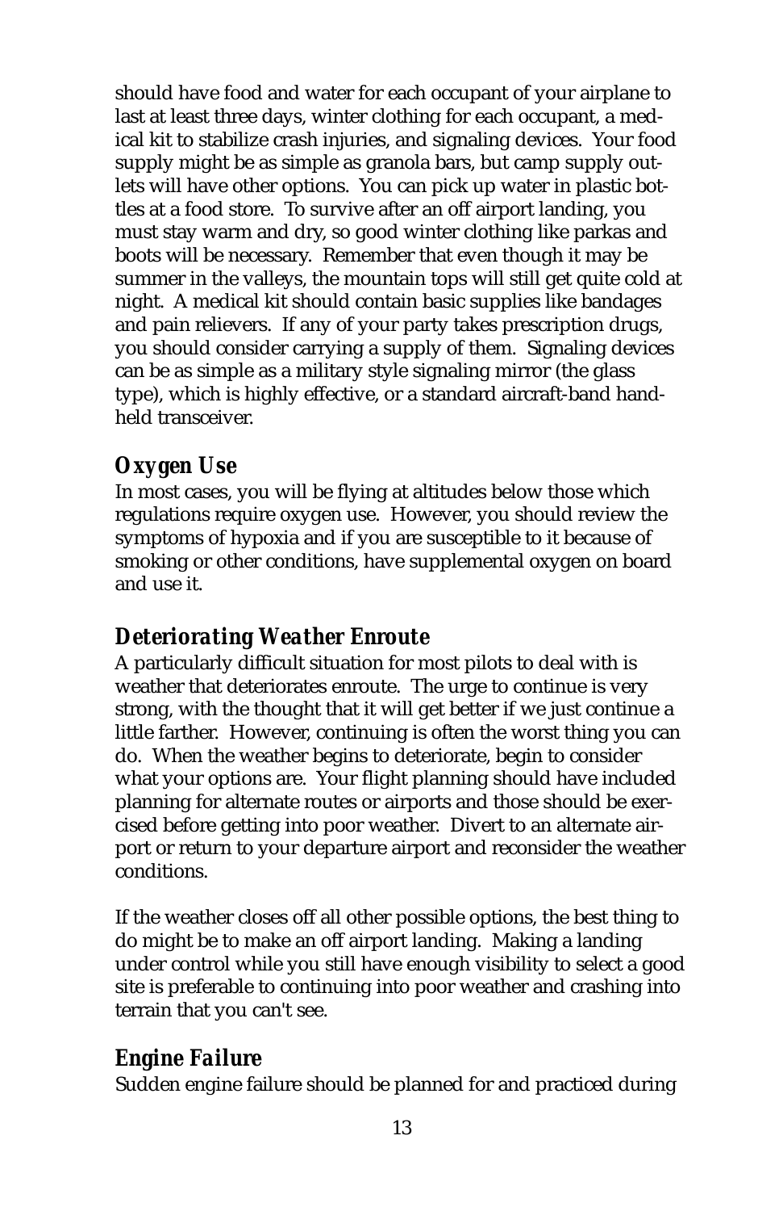should have food and water for each occupant of your airplane to last at least three days, winter clothing for each occupant, a medical kit to stabilize crash injuries, and signaling devices. Your food supply might be as simple as granola bars, but camp supply outlets will have other options. You can pick up water in plastic bottles at a food store. To survive after an off airport landing, you must stay warm and dry, so good winter clothing like parkas and boots will be necessary. Remember that even though it may be summer in the valleys, the mountain tops will still get quite cold at night. A medical kit should contain basic supplies like bandages and pain relievers. If any of your party takes prescription drugs, you should consider carrying a supply of them. Signaling devices can be as simple as a military style signaling mirror (the glass type), which is highly effective, or a standard aircraft-band handheld transceiver.

## Oxygen Use

In most cases, you will be flying at altitudes below those which regulations require oxygen use. However, you should review the symptoms of hypoxia and if you are susceptible to it because of smoking or other conditions, have supplemental oxygen on board and use it.

## Deteriorating Weather Enroute

A particularly difficult situation for most pilots to deal with is weather that deteriorates enroute. The urge to continue is very strong, with the thought that it will get better if we just continue a little farther. However, continuing is often the worst thing you can do. When the weather begins to deteriorate, begin to consider what your options are. Your flight planning should have included planning for alternate routes or airports and those should be exercised before getting into poor weather. Divert to an alternate airport or return to your departure airport and reconsider the weather conditions.

If the weather closes off all other possible options, the best thing to do might be to make an off airport landing. Making a landing under control while you still have enough visibility to select a good site is preferable to continuing into poor weather and crashing into terrain that you can't see.

## Engine Failure

Sudden engine failure should be planned for and practiced during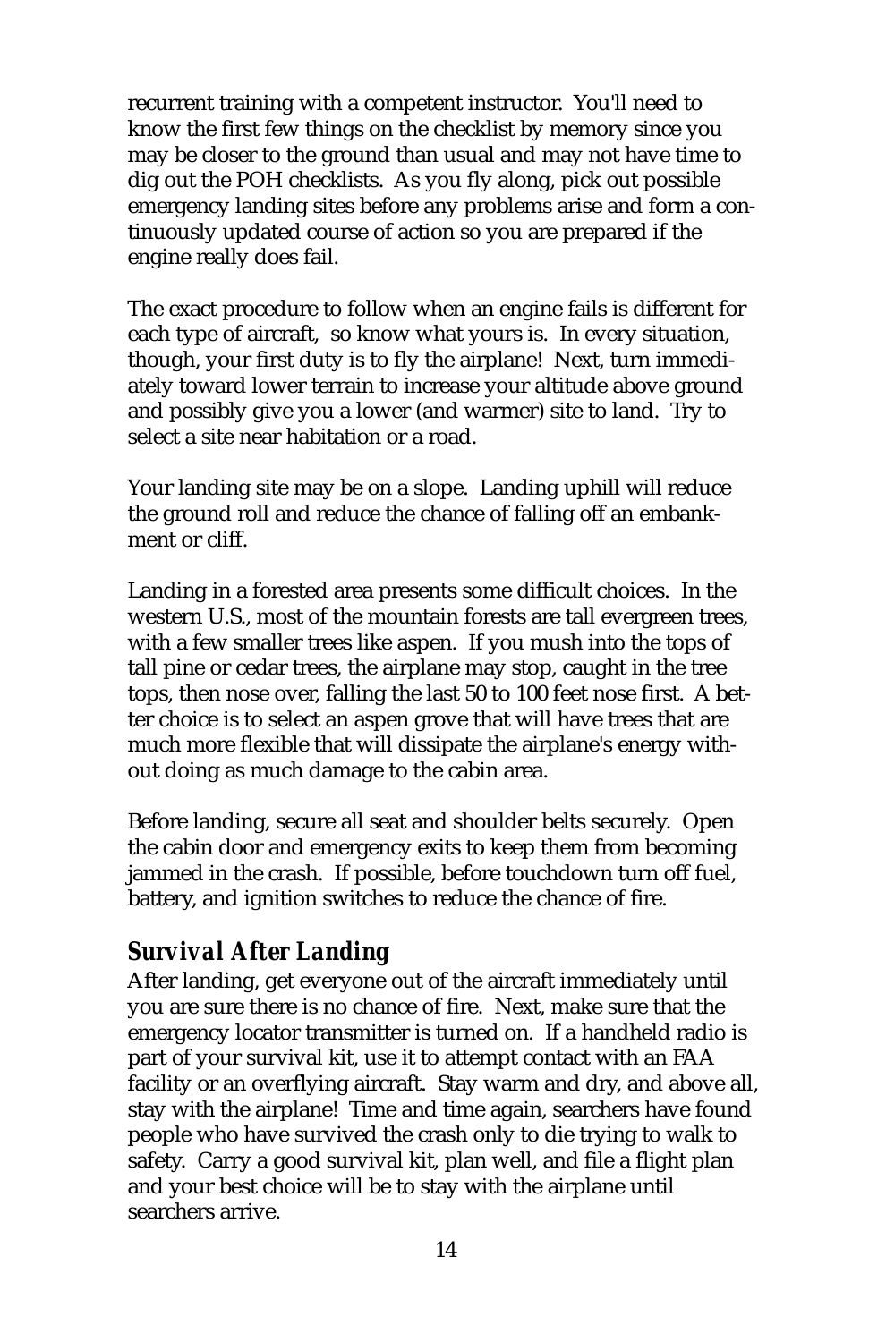recurrent training with a competent instructor. You'll need to know the first few things on the checklist by memory since you may be closer to the ground than usual and may not have time to dig out the POH checklists. As you fly along, pick out possible emergency landing sites before any problems arise and form a continuously updated course of action so you are prepared if the engine really does fail.

The exact procedure to follow when an engine fails is different for each type of aircraft, so know what yours is. In every situation, though, your first duty is to fly the airplane! Next, turn immediately toward lower terrain to increase your altitude above ground and possibly give you a lower (and warmer) site to land. Try to select a site near habitation or a road.

Your landing site may be on a slope. Landing uphill will reduce the ground roll and reduce the chance of falling off an embankment or cliff.

Landing in a forested area presents some difficult choices. In the western U.S., most of the mountain forests are tall evergreen trees, with a few smaller trees like aspen. If you mush into the tops of tall pine or cedar trees, the airplane may stop, caught in the tree tops, then nose over, falling the last 50 to 100 feet nose first. A better choice is to select an aspen grove that will have trees that are much more flexible that will dissipate the airplane's energy without doing as much damage to the cabin area.

Before landing, secure all seat and shoulder belts securely. Open the cabin door and emergency exits to keep them from becoming jammed in the crash. If possible, before touchdown turn off fuel, battery, and ignition switches to reduce the chance of fire.

## *Survival After Landing*

After landing, get everyone out of the aircraft immediately until you are sure there is no chance of fire. Next, make sure that the emergency locator transmitter is turned on. If a handheld radio is part of your survival kit, use it to attempt contact with an FAA facility or an overflying aircraft. Stay warm and dry, and above all, stay with the airplane! Time and time again, searchers have found people who have survived the crash only to die trying to walk to safety. Carry a good survival kit, plan well, and file a flight plan and your best choice will be to stay with the airplane until searchers arrive.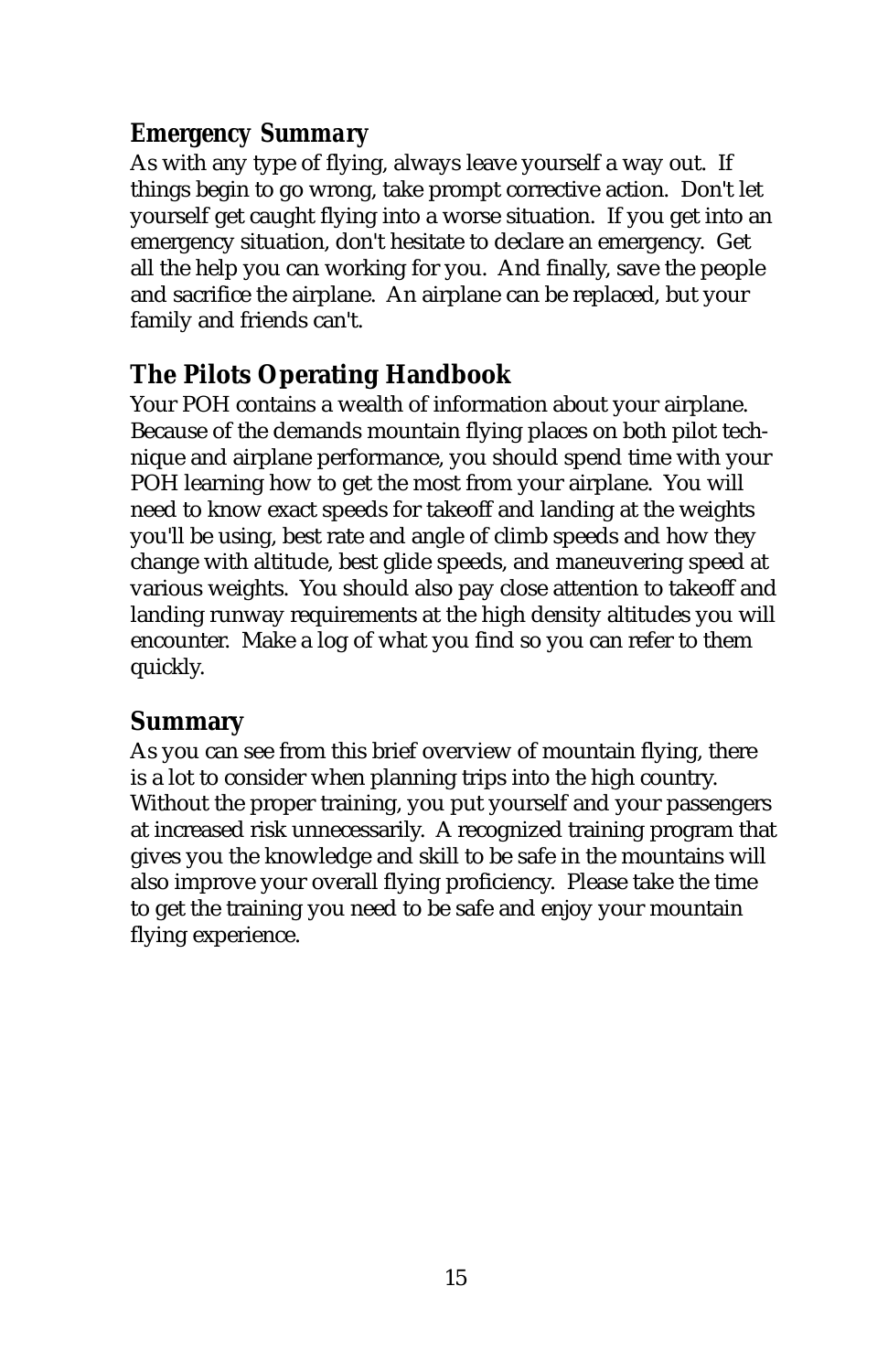### *Emergency Summary*

As with any type of flying, always leave yourself a way out. If things begin to go wrong, take prompt corrective action. Don't let yourself get caught flying into a worse situation. If you get into an emergency situation, don't hesitate to declare an emergency. Get all the help you can working for you. And finally, save the people and sacrifice the airplane. An airplane can be replaced, but your family and friends can't.

## The Pilots Operating Handbook

Your POH contains a wealth of information about your airplane. Because of the demands mountain flying places on both pilot technique and airplane performance, you should spend time with your POH learning how to get the most from your airplane. You will need to know exact speeds for takeoff and landing at the weights you'll be using, best rate and angle of climb speeds and how they change with altitude, best glide speeds, and maneuvering speed at various weights. You should also pay close attention to takeoff and landing runway requirements at the high density altitudes you will encounter. Make a log of what you find so you can refer to them quickly.

## Summary

As you can see from this brief overview of mountain flying, there is a lot to consider when planning trips into the high country. Without the proper training, you put yourself and your passengers at increased risk unnecessarily. A recognized training program that gives you the knowledge and skill to be safe in the mountains will also improve your overall flying proficiency. Please take the time to get the training you need to be safe and enjoy your mountain flying experience.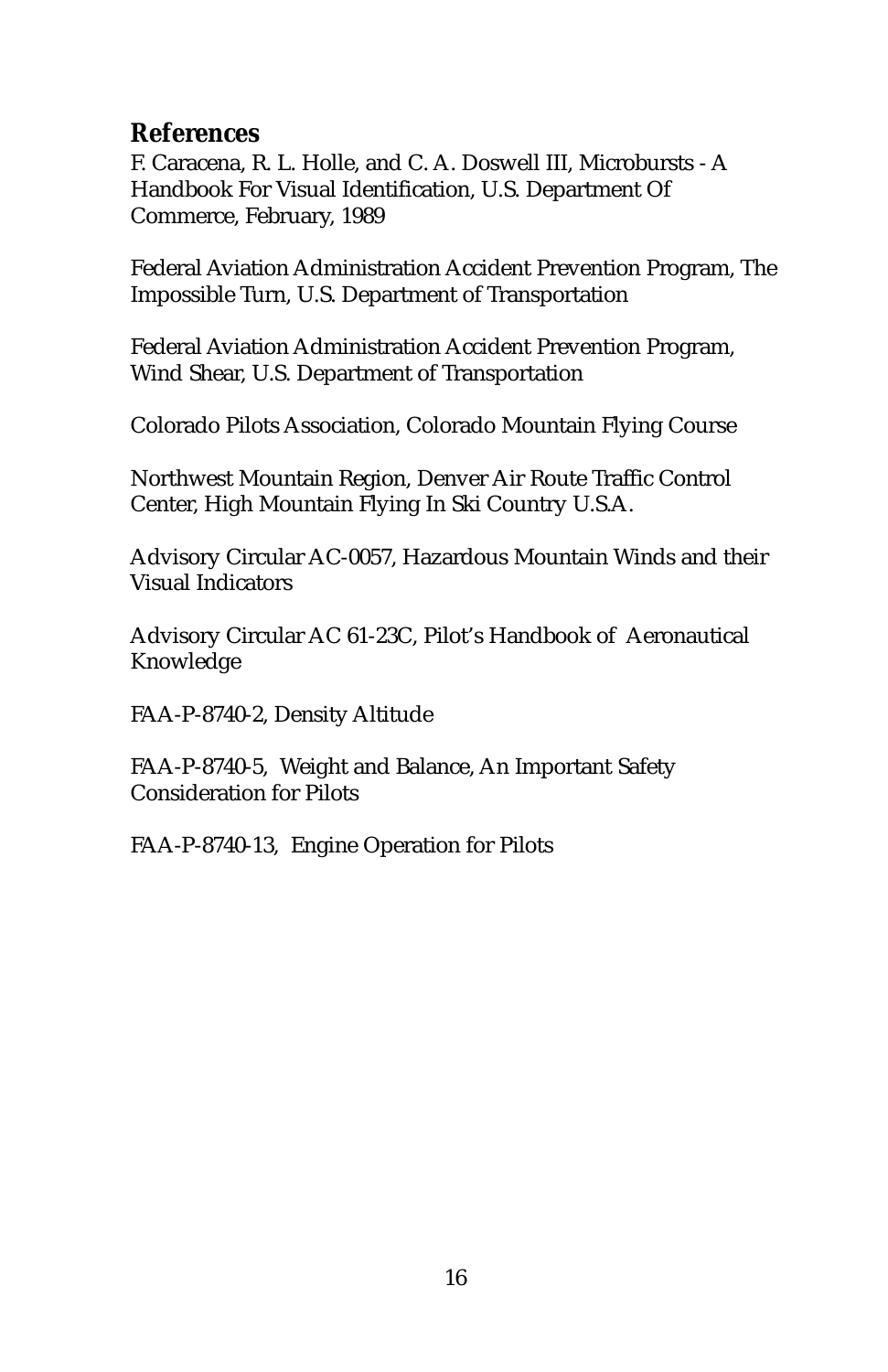## References

F. Caracena, R. L. Holle, and C. A. Doswell III, Microbursts - A Handbook For Visual Identification, U.S. Department Of Commerce, February, 1989

Federal Aviation Administration Accident Prevention Program, The Impossible Turn, U.S. Department of Transportation

Federal Aviation Administration Accident Prevention Program, Wind Shear, U.S. Department of Transportation

Colorado Pilots Association, Colorado Mountain Flying Course

Northwest Mountain Region, Denver Air Route Traffic Control Center, High Mountain Flying In Ski Country U.S.A.

Advisory Circular AC-0057, Hazardous Mountain Winds and their Visual Indicators

Advisory Circular AC 61-23C, Pilot's Handbook of Aeronautical Knowledge

FAA-P-8740-2, Density Altitude

FAA-P-8740-5, Weight and Balance, An Important Safety Consideration for Pilots

FAA-P-8740-13, Engine Operation for Pilots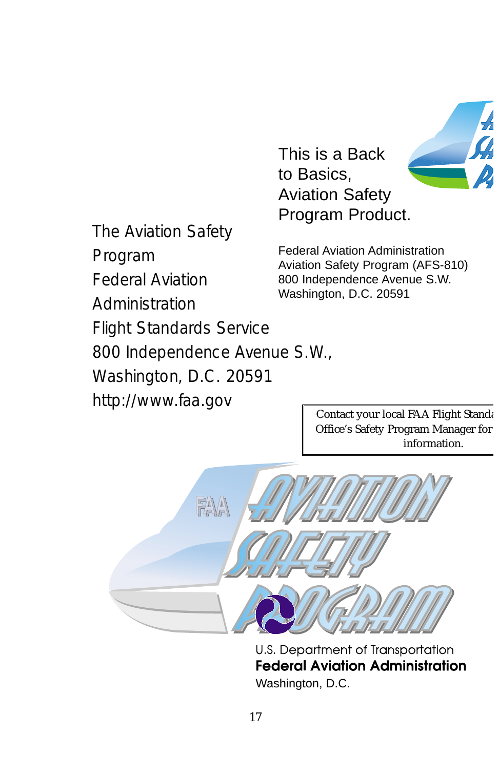This is a Back to Basics, Aviation Safety Program Product.

Federal Aviation Administration
Aviation Safety Program (AFS-810)
800 Independence Avenue S.W.
Washington, D.C. 20591

The Aviation Safety Program
Federal Aviation Administration
Flight Standards Service
800 Independence Avenue S.W.,
Washington, D.C. 20591
http://www.faa.gov

Contact your local FAA Flight Standa
Office's Safety Program Manager for
information.

FAA AVIATION SAFETY PROGRAM

U.S. Department of Transportation
**Federal Aviation Administration**
Washington, D.C.